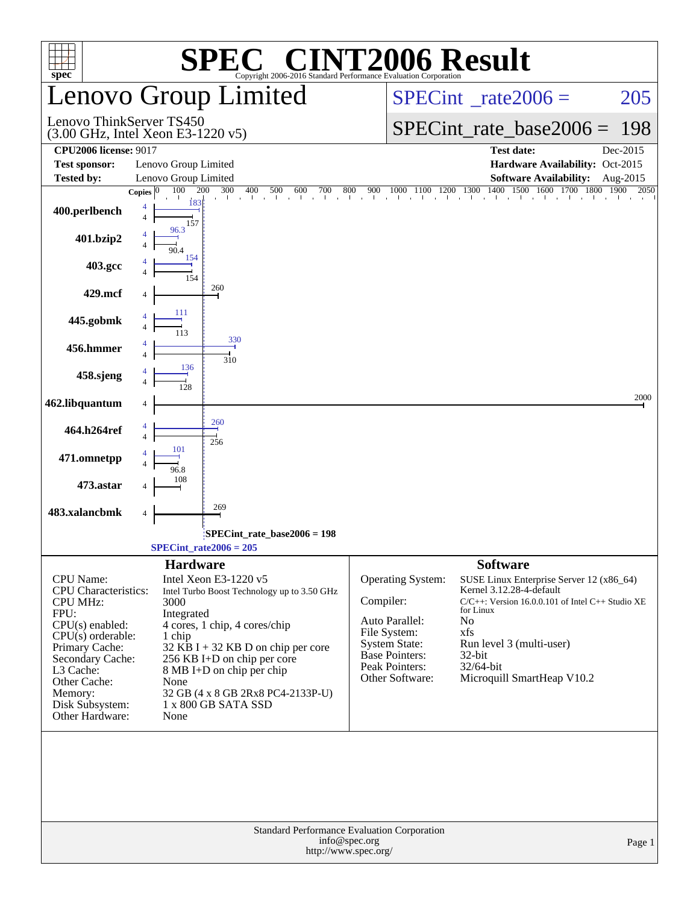# SPEC® CINT2006 Result

Copyright 2006-2016 Standard Performance Evaluation Corporation

## Lenovo Group Limited

Lenovo ThinkServer TS450
(3.00 GHz, Intel Xeon E3-1220 v5)

SPECint_rate2006 = 205

SPECint_rate_base2006 = 198

| | | | |
|---|---|---|---|
| **CPU2006 license:** 9017 | | **Test date:** | Dec-2015 |
| **Test sponsor:** | Lenovo Group Limited | **Hardware Availability:** | Oct-2015 |
| **Tested by:** | Lenovo Group Limited | **Software Availability:** | Aug-2015 |

| Benchmark | Copies | Peak | Base |
|---|---|---|---|
| 400.perlbench | 4 | 183 | 157 |
| 401.bzip2 | 4 | 96.3 | 90.4 |
| 403.gcc | 4 | 154 | 154 |
| 429.mcf | 4 | | 260 |
| 445.gobmk | 4 | 111 | 113 |
| 456.hmmer | 4 | 330 | 310 |
| 458.sjeng | 4 | 136 | 128 |
| 462.libquantum | 4 | | 2000 |
| 464.h264ref | 4 | 260 | 256 |
| 471.omnetpp | 4 | 101 | 96.8 |
| 473.astar | 4 | | 108 |
| 483.xalancbmk | 4 | | 269 |

SPECint_rate_base2006 = 198

SPECint_rate2006 = 205

### Hardware

| | |
|---|---|
| CPU Name: | Intel Xeon E3-1220 v5 |
| CPU Characteristics: | Intel Turbo Boost Technology up to 3.50 GHz |
| CPU MHz: | 3000 |
| FPU: | Integrated |
| CPU(s) enabled: | 4 cores, 1 chip, 4 cores/chip |
| CPU(s) orderable: | 1 chip |
| Primary Cache: | 32 KB I + 32 KB D on chip per core |
| Secondary Cache: | 256 KB I+D on chip per core |
| L3 Cache: | 8 MB I+D on chip per chip |
| Other Cache: | None |
| Memory: | 32 GB (4 x 8 GB 2Rx8 PC4-2133P-U) |
| Disk Subsystem: | 1 x 800 GB SATA SSD |
| Other Hardware: | None |

### Software

| | |
|---|---|
| Operating System: | SUSE Linux Enterprise Server 12 (x86_64) Kernel 3.12.28-4-default |
| Compiler: | C/C++: Version 16.0.0.101 of Intel C++ Studio XE for Linux |
| Auto Parallel: | No |
| File System: | xfs |
| System State: | Run level 3 (multi-user) |
| Base Pointers: | 32-bit |
| Peak Pointers: | 32/64-bit |
| Other Software: | Microquill SmartHeap V10.2 |

Standard Performance Evaluation Corporation
info@spec.org
http://www.spec.org/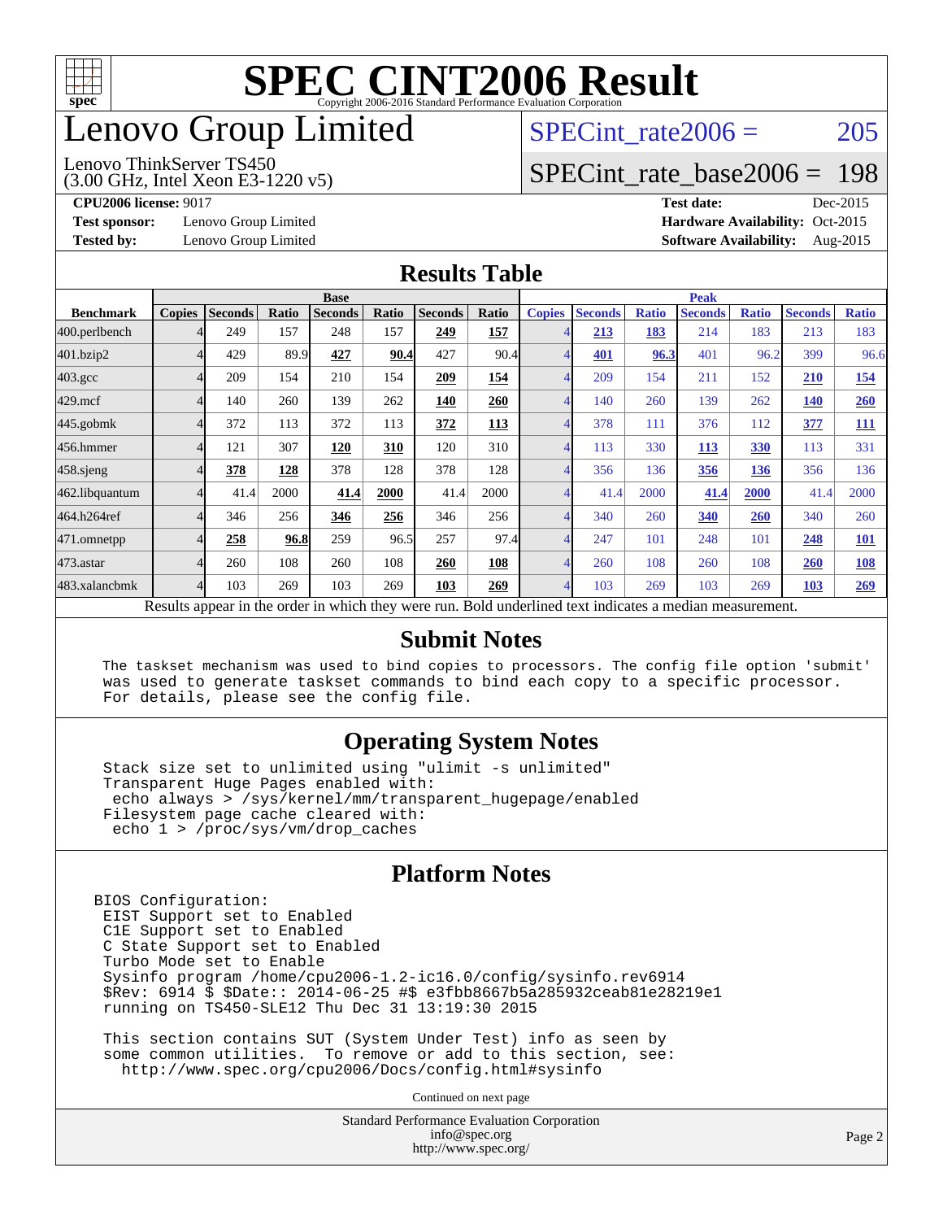# SPEC CINT2006 Result

Copyright 2006-2016 Standard Performance Evaluation Corporation

# Lenovo Group Limited

Lenovo ThinkServer TS450
(3.00 GHz, Intel Xeon E3-1220 v5)

SPECint_rate2006 = 205

SPECint_rate_base2006 = 198

**CPU2006 license:** 9017
**Test sponsor:** Lenovo Group Limited
**Tested by:** Lenovo Group Limited
**Test date:** Dec-2015
**Hardware Availability:** Oct-2015
**Software Availability:** Aug-2015

## Results Table

| | Base | | | | | | | Peak | | | | | | |
|---|---|---|---|---|---|---|---|---|---|---|---|---|---|---|
| **Benchmark** | **Copies** | **Seconds** | **Ratio** | **Seconds** | **Ratio** | **Seconds** | **Ratio** | **Copies** | **Seconds** | **Ratio** | **Seconds** | **Ratio** | **Seconds** | **Ratio** |
| 400.perlbench | 4 | 249 | 157 | 248 | 157 | **249** | **157** | 4 | **213** | **183** | 214 | 183 | 213 | 183 |
| 401.bzip2 | 4 | 429 | 89.9 | **427** | **90.4** | 427 | 90.4 | 4 | **401** | **96.3** | 401 | 96.2 | 399 | 96.6 |
| 403.gcc | 4 | 209 | 154 | 210 | 154 | **209** | **154** | 4 | 209 | 154 | 211 | 152 | **210** | **154** |
| 429.mcf | 4 | 140 | 260 | 139 | 262 | **140** | **260** | 4 | 140 | 260 | 139 | 262 | **140** | **260** |
| 445.gobmk | 4 | 372 | 113 | 372 | 113 | **372** | **113** | 4 | 378 | 111 | 376 | 112 | **377** | **111** |
| 456.hmmer | 4 | 121 | 307 | **120** | **310** | 120 | 310 | 4 | 113 | 330 | **113** | **330** | 113 | 331 |
| 458.sjeng | 4 | **378** | **128** | 378 | 128 | 378 | 128 | 4 | 356 | 136 | **356** | **136** | 356 | 136 |
| 462.libquantum | 4 | 41.4 | 2000 | **41.4** | **2000** | 41.4 | 2000 | 4 | 41.4 | 2000 | **41.4** | **2000** | 41.4 | 2000 |
| 464.h264ref | 4 | 346 | 256 | **346** | **256** | 346 | 256 | 4 | 340 | 260 | **340** | **260** | 340 | 260 |
| 471.omnetpp | 4 | **258** | **96.8** | 259 | 96.5 | 257 | 97.4 | 4 | 247 | 101 | 248 | 101 | **248** | **101** |
| 473.astar | 4 | 260 | 108 | 260 | 108 | **260** | **108** | 4 | 260 | 108 | 260 | 108 | **260** | **108** |
| 483.xalancbmk | 4 | 103 | 269 | 103 | 269 | **103** | **269** | 4 | 103 | 269 | 103 | 269 | **103** | **269** |

Results appear in the order in which they were run. Bold underlined text indicates a median measurement.

## Submit Notes

```
The taskset mechanism was used to bind copies to processors. The config file option 'submit'
was used to generate taskset commands to bind each copy to a specific processor.
For details, please see the config file.
```

## Operating System Notes

```
Stack size set to unlimited using "ulimit -s unlimited"
Transparent Huge Pages enabled with:
 echo always > /sys/kernel/mm/transparent_hugepage/enabled
Filesystem page cache cleared with:
 echo 1 > /proc/sys/vm/drop_caches
```

## Platform Notes

```
BIOS Configuration:
 EIST Support set to Enabled
 C1E Support set to Enabled
 C State Support set to Enabled
 Turbo Mode set to Enable
 Sysinfo program /home/cpu2006-1.2-ic16.0/config/sysinfo.rev6914
 $Rev: 6914 $ $Date:: 2014-06-25 #$ e3fbb8667b5a285932ceab81e28219e1
 running on TS450-SLE12 Thu Dec 31 13:19:30 2015

 This section contains SUT (System Under Test) info as seen by
 some common utilities.  To remove or add to this section, see:
   http://www.spec.org/cpu2006/Docs/config.html#sysinfo
```

Continued on next page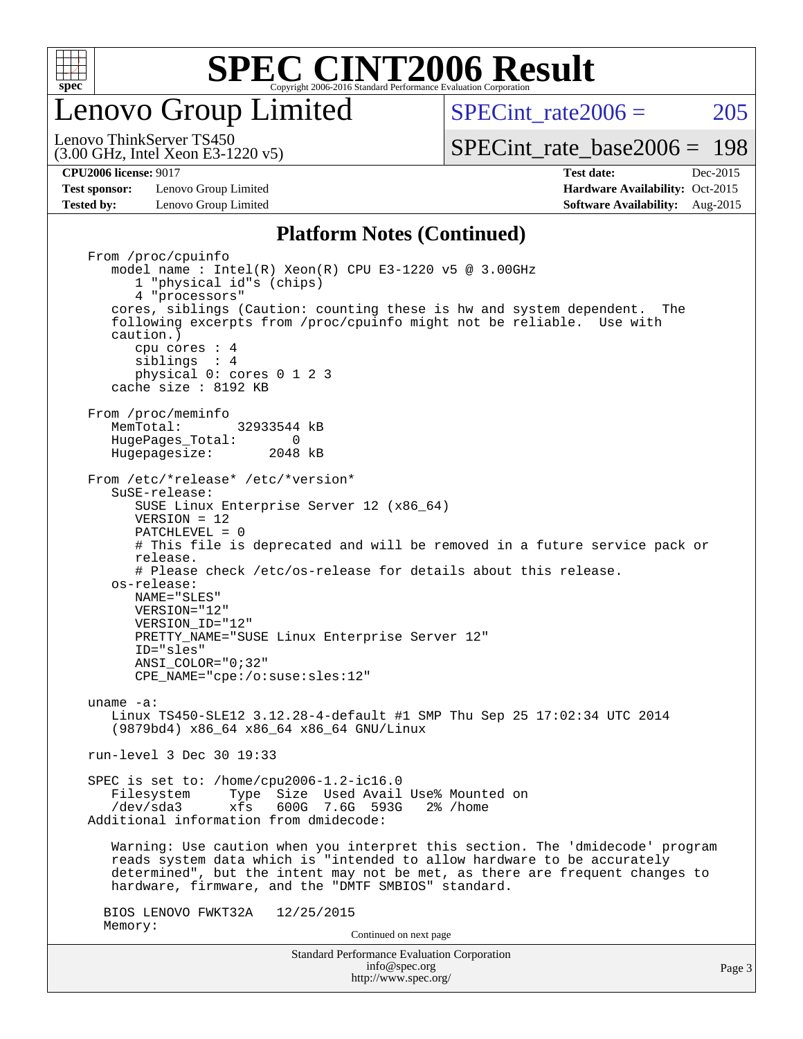# Lenovo Group Limited

Lenovo ThinkServer TS450
(3.00 GHz, Intel Xeon E3-1220 v5)

SPECint_rate2006 = 205

SPECint_rate_base2006 = 198

**CPU2006 license:** 9017
**Test sponsor:** Lenovo Group Limited
**Tested by:** Lenovo Group Limited

**Test date:** Dec-2015
**Hardware Availability:** Oct-2015
**Software Availability:** Aug-2015

## Platform Notes (Continued)

```
From /proc/cpuinfo
   model name : Intel(R) Xeon(R) CPU E3-1220 v5 @ 3.00GHz
      1 "physical id"s (chips)
      4 "processors"
   cores, siblings (Caution: counting these is hw and system dependent.  The
   following excerpts from /proc/cpuinfo might not be reliable.  Use with
   caution.)
      cpu cores : 4
      siblings  : 4
      physical 0: cores 0 1 2 3
   cache size : 8192 KB

From /proc/meminfo
   MemTotal:       32933544 kB
   HugePages_Total:       0
   Hugepagesize:       2048 kB

From /etc/*release* /etc/*version*
   SuSE-release:
      SUSE Linux Enterprise Server 12 (x86_64)
      VERSION = 12
      PATCHLEVEL = 0
      # This file is deprecated and will be removed in a future service pack or
      release.
      # Please check /etc/os-release for details about this release.
   os-release:
      NAME="SLES"
      VERSION="12"
      VERSION_ID="12"
      PRETTY_NAME="SUSE Linux Enterprise Server 12"
      ID="sles"
      ANSI_COLOR="0;32"
      CPE_NAME="cpe:/o:suse:sles:12"

uname -a:
   Linux TS450-SLE12 3.12.28-4-default #1 SMP Thu Sep 25 17:02:34 UTC 2014
   (9879bd4) x86_64 x86_64 x86_64 GNU/Linux

run-level 3 Dec 30 19:33

SPEC is set to: /home/cpu2006-1.2-ic16.0
   Filesystem     Type  Size  Used Avail Use% Mounted on
   /dev/sda3      xfs   600G  7.6G  593G   2% /home
Additional information from dmidecode:

   Warning: Use caution when you interpret this section. The 'dmidecode' program
   reads system data which is "intended to allow hardware to be accurately
   determined", but the intent may not be met, as there are frequent changes to
   hardware, firmware, and the "DMTF SMBIOS" standard.

  BIOS LENOVO FWKT32A   12/25/2015
  Memory:
```

Continued on next page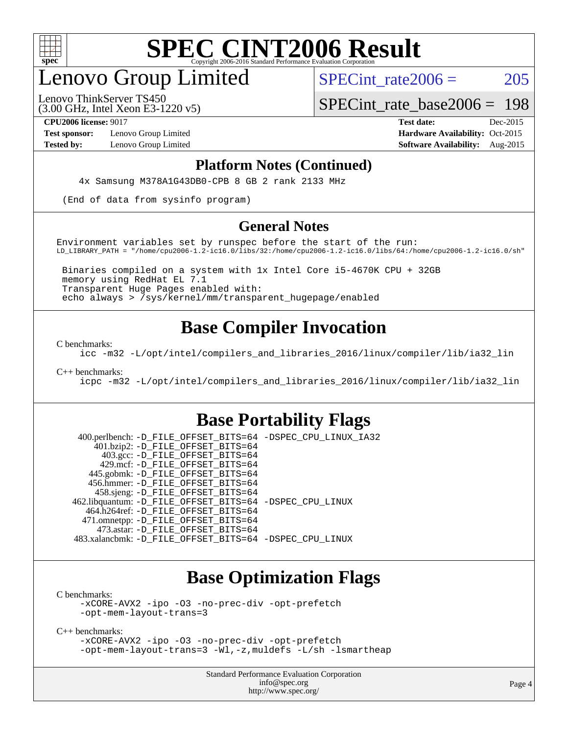# SPEC CINT2006 Result

Copyright 2006-2016 Standard Performance Evaluation Corporation

## Lenovo Group Limited

Lenovo ThinkServer TS450
(3.00 GHz, Intel Xeon E3-1220 v5)

SPECint_rate2006 = 205

SPECint_rate_base2006 = 198

**CPU2006 license:** 9017
**Test sponsor:** Lenovo Group Limited
**Tested by:** Lenovo Group Limited

**Test date:** Dec-2015
**Hardware Availability:** Oct-2015
**Software Availability:** Aug-2015

### Platform Notes (Continued)

```
    4x Samsung M378A1G43DB0-CPB 8 GB 2 rank 2133 MHz

 (End of data from sysinfo program)
```

### General Notes

```
Environment variables set by runspec before the start of the run:
LD_LIBRARY_PATH = "/home/cpu2006-1.2-ic16.0/libs/32:/home/cpu2006-1.2-ic16.0/libs/64:/home/cpu2006-1.2-ic16.0/sh"

 Binaries compiled on a system with 1x Intel Core i5-4670K CPU + 32GB
 memory using RedHat EL 7.1
 Transparent Huge Pages enabled with:
 echo always > /sys/kernel/mm/transparent_hugepage/enabled
```

## Base Compiler Invocation

C benchmarks:
```
icc -m32 -L/opt/intel/compilers_and_libraries_2016/linux/compiler/lib/ia32_lin
```

C++ benchmarks:
```
icpc -m32 -L/opt/intel/compilers_and_libraries_2016/linux/compiler/lib/ia32_lin
```

## Base Portability Flags

```
   400.perlbench: -D_FILE_OFFSET_BITS=64 -DSPEC_CPU_LINUX_IA32
       401.bzip2: -D_FILE_OFFSET_BITS=64
         403.gcc: -D_FILE_OFFSET_BITS=64
         429.mcf: -D_FILE_OFFSET_BITS=64
       445.gobmk: -D_FILE_OFFSET_BITS=64
       456.hmmer: -D_FILE_OFFSET_BITS=64
       458.sjeng: -D_FILE_OFFSET_BITS=64
  462.libquantum: -D_FILE_OFFSET_BITS=64 -DSPEC_CPU_LINUX
     464.h264ref: -D_FILE_OFFSET_BITS=64
     471.omnetpp: -D_FILE_OFFSET_BITS=64
       473.astar: -D_FILE_OFFSET_BITS=64
  483.xalancbmk: -D_FILE_OFFSET_BITS=64 -DSPEC_CPU_LINUX
```

## Base Optimization Flags

C benchmarks:
```
-xCORE-AVX2 -ipo -O3 -no-prec-div -opt-prefetch
-opt-mem-layout-trans=3
```

C++ benchmarks:
```
-xCORE-AVX2 -ipo -O3 -no-prec-div -opt-prefetch
-opt-mem-layout-trans=3 -Wl,-z,muldefs -L/sh -lsmartheap
```

Standard Performance Evaluation Corporation
info@spec.org
http://www.spec.org/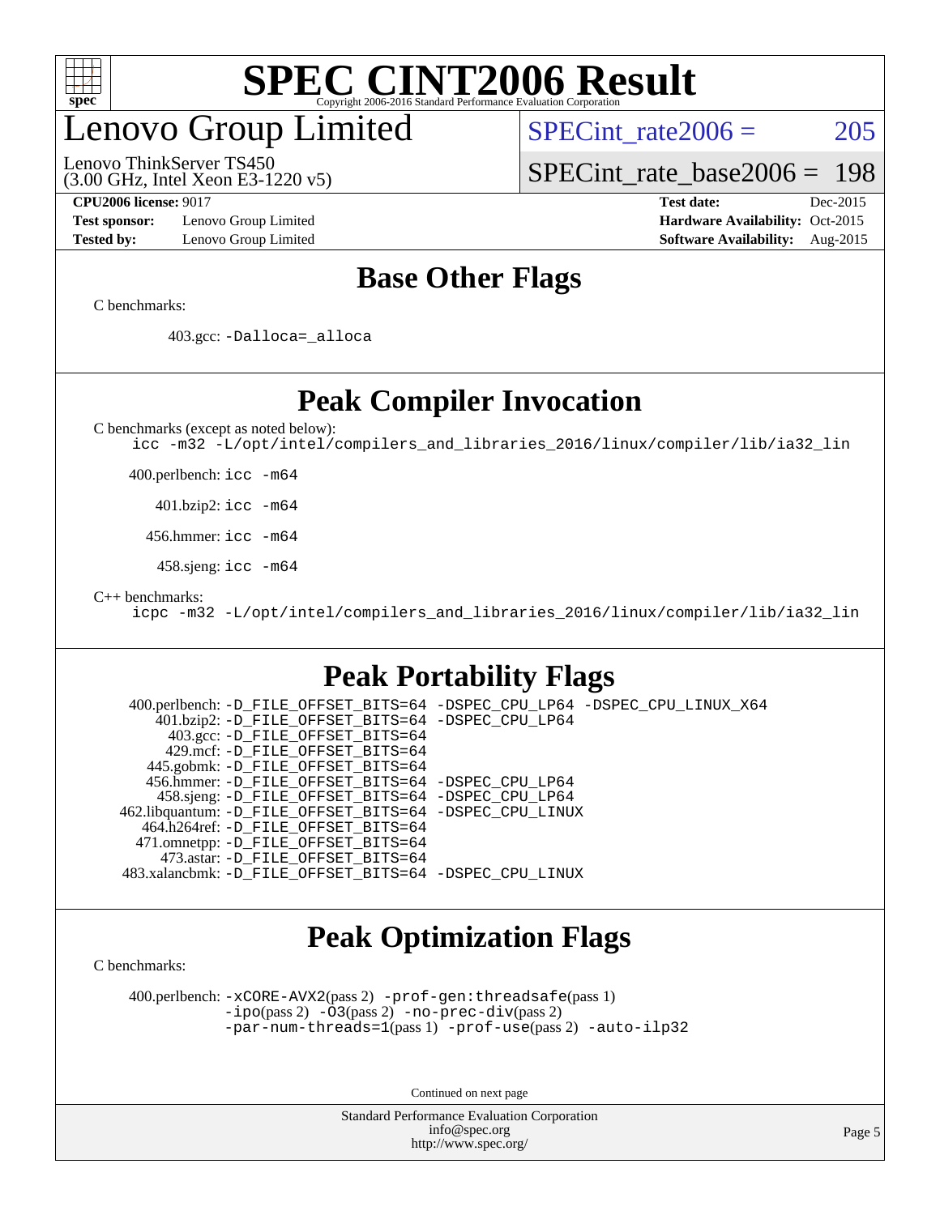# SPEC CINT2006 Result

## Lenovo Group Limited

Lenovo ThinkServer TS450
(3.00 GHz, Intel Xeon E3-1220 v5)

SPECint_rate2006 = 205

SPECint_rate_base2006 = 198

**CPU2006 license:** 9017
**Test sponsor:** Lenovo Group Limited
**Tested by:** Lenovo Group Limited

**Test date:** Dec-2015
**Hardware Availability:** Oct-2015
**Software Availability:** Aug-2015

## Base Other Flags

C benchmarks:

403.gcc: `-Dalloca=_alloca`

## Peak Compiler Invocation

C benchmarks (except as noted below):
`icc -m32 -L/opt/intel/compilers_and_libraries_2016/linux/compiler/lib/ia32_lin`

400.perlbench: `icc -m64`

401.bzip2: `icc -m64`

456.hmmer: `icc -m64`

458.sjeng: `icc -m64`

C++ benchmarks:
`icpc -m32 -L/opt/intel/compilers_and_libraries_2016/linux/compiler/lib/ia32_lin`

## Peak Portability Flags

400.perlbench: `-D_FILE_OFFSET_BITS=64 -DSPEC_CPU_LP64 -DSPEC_CPU_LINUX_X64`
401.bzip2: `-D_FILE_OFFSET_BITS=64 -DSPEC_CPU_LP64`
403.gcc: `-D_FILE_OFFSET_BITS=64`
429.mcf: `-D_FILE_OFFSET_BITS=64`
445.gobmk: `-D_FILE_OFFSET_BITS=64`
456.hmmer: `-D_FILE_OFFSET_BITS=64 -DSPEC_CPU_LP64`
458.sjeng: `-D_FILE_OFFSET_BITS=64 -DSPEC_CPU_LP64`
462.libquantum: `-D_FILE_OFFSET_BITS=64 -DSPEC_CPU_LINUX`
464.h264ref: `-D_FILE_OFFSET_BITS=64`
471.omnetpp: `-D_FILE_OFFSET_BITS=64`
473.astar: `-D_FILE_OFFSET_BITS=64`
483.xalancbmk: `-D_FILE_OFFSET_BITS=64 -DSPEC_CPU_LINUX`

## Peak Optimization Flags

C benchmarks:

400.perlbench: `-xCORE-AVX2`(pass 2) `-prof-gen:threadsafe`(pass 1)
`-ipo`(pass 2) `-O3`(pass 2) `-no-prec-div`(pass 2)
`-par-num-threads=1`(pass 1) `-prof-use`(pass 2) `-auto-ilp32`

Continued on next page

Standard Performance Evaluation Corporation
info@spec.org
http://www.spec.org/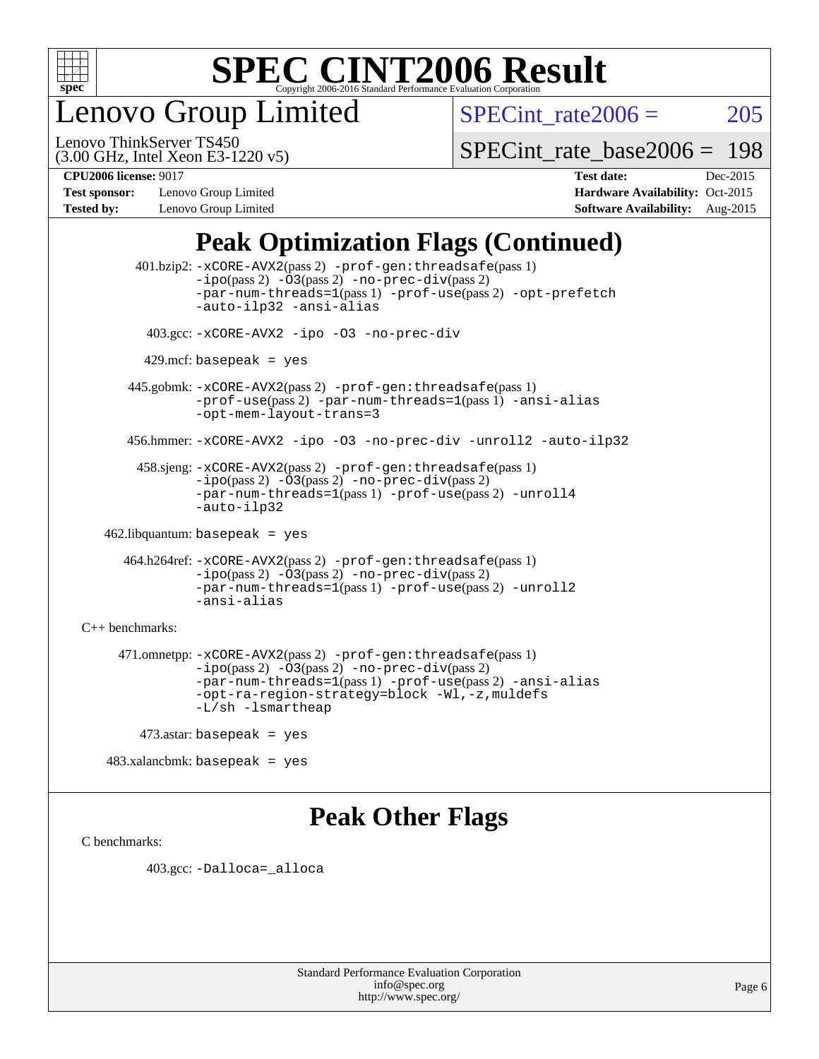# SPEC CINT2006 Result

Copyright 2006-2016 Standard Performance Evaluation Corporation

## Lenovo Group Limited

Lenovo ThinkServer TS450
(3.00 GHz, Intel Xeon E3-1220 v5)

SPECint_rate2006 = 205

SPECint_rate_base2006 = 198

**CPU2006 license:** 9017
**Test sponsor:** Lenovo Group Limited
**Tested by:** Lenovo Group Limited

**Test date:** Dec-2015
**Hardware Availability:** Oct-2015
**Software Availability:** Aug-2015

## Peak Optimization Flags (Continued)

401.bzip2: -xCORE-AVX2(pass 2) -prof-gen:threadsafe(pass 1) -ipo(pass 2) -O3(pass 2) -no-prec-div(pass 2) -par-num-threads=1(pass 1) -prof-use(pass 2) -opt-prefetch -auto-ilp32 -ansi-alias

403.gcc: -xCORE-AVX2 -ipo -O3 -no-prec-div

429.mcf: basepeak = yes

445.gobmk: -xCORE-AVX2(pass 2) -prof-gen:threadsafe(pass 1) -prof-use(pass 2) -par-num-threads=1(pass 1) -ansi-alias -opt-mem-layout-trans=3

456.hmmer: -xCORE-AVX2 -ipo -O3 -no-prec-div -unroll2 -auto-ilp32

458.sjeng: -xCORE-AVX2(pass 2) -prof-gen:threadsafe(pass 1) -ipo(pass 2) -O3(pass 2) -no-prec-div(pass 2) -par-num-threads=1(pass 1) -prof-use(pass 2) -unroll4 -auto-ilp32

462.libquantum: basepeak = yes

464.h264ref: -xCORE-AVX2(pass 2) -prof-gen:threadsafe(pass 1) -ipo(pass 2) -O3(pass 2) -no-prec-div(pass 2) -par-num-threads=1(pass 1) -prof-use(pass 2) -unroll2 -ansi-alias

C++ benchmarks:

471.omnetpp: -xCORE-AVX2(pass 2) -prof-gen:threadsafe(pass 1) -ipo(pass 2) -O3(pass 2) -no-prec-div(pass 2) -par-num-threads=1(pass 1) -prof-use(pass 2) -ansi-alias -opt-ra-region-strategy=block -Wl,-z,muldefs -L/sh -lsmartheap

473.astar: basepeak = yes

483.xalancbmk: basepeak = yes

## Peak Other Flags

C benchmarks:

403.gcc: -Dalloca=_alloca

Standard Performance Evaluation Corporation
info@spec.org
http://www.spec.org/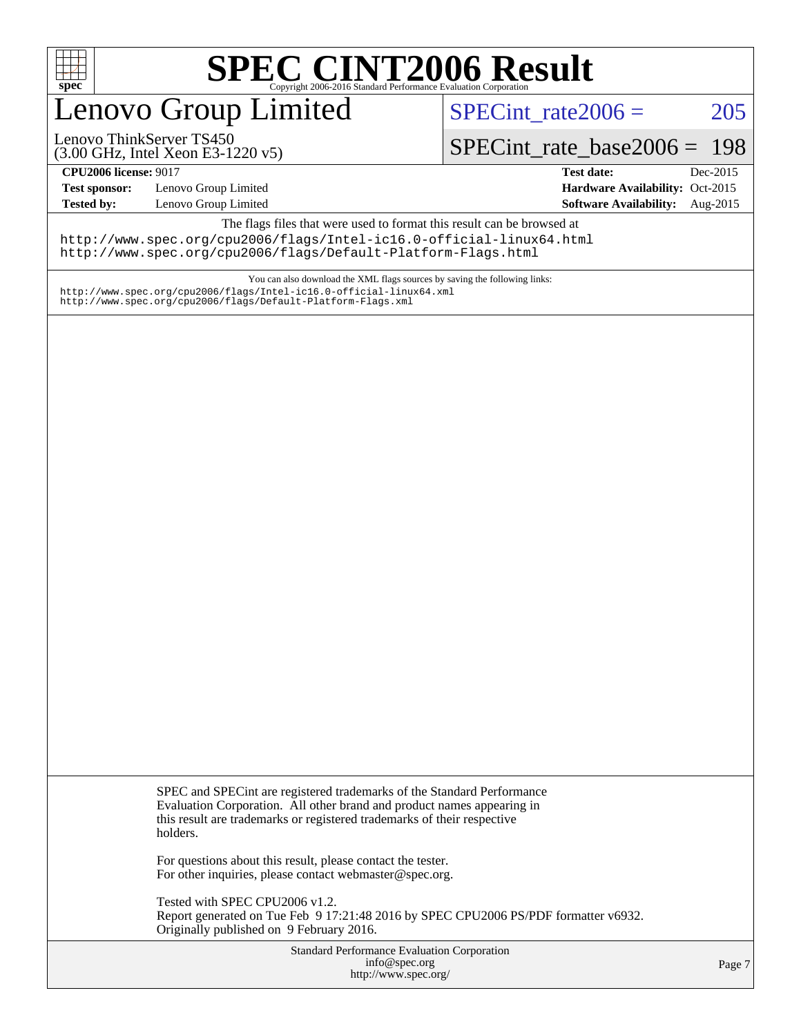The flags files that were used to format this result can be browsed at

http://www.spec.org/cpu2006/flags/Intel-ic16.0-official-linux64.html
http://www.spec.org/cpu2006/flags/Default-Platform-Flags.html

You can also download the XML flags sources by saving the following links:

http://www.spec.org/cpu2006/flags/Intel-ic16.0-official-linux64.xml
http://www.spec.org/cpu2006/flags/Default-Platform-Flags.xml

SPEC and SPECint are registered trademarks of the Standard Performance Evaluation Corporation. All other brand and product names appearing in this result are trademarks or registered trademarks of their respective holders.

For questions about this result, please contact the tester.
For other inquiries, please contact webmaster@spec.org.

Tested with SPEC CPU2006 v1.2.
Report generated on Tue Feb 9 17:21:48 2016 by SPEC CPU2006 PS/PDF formatter v6932.
Originally published on 9 February 2016.